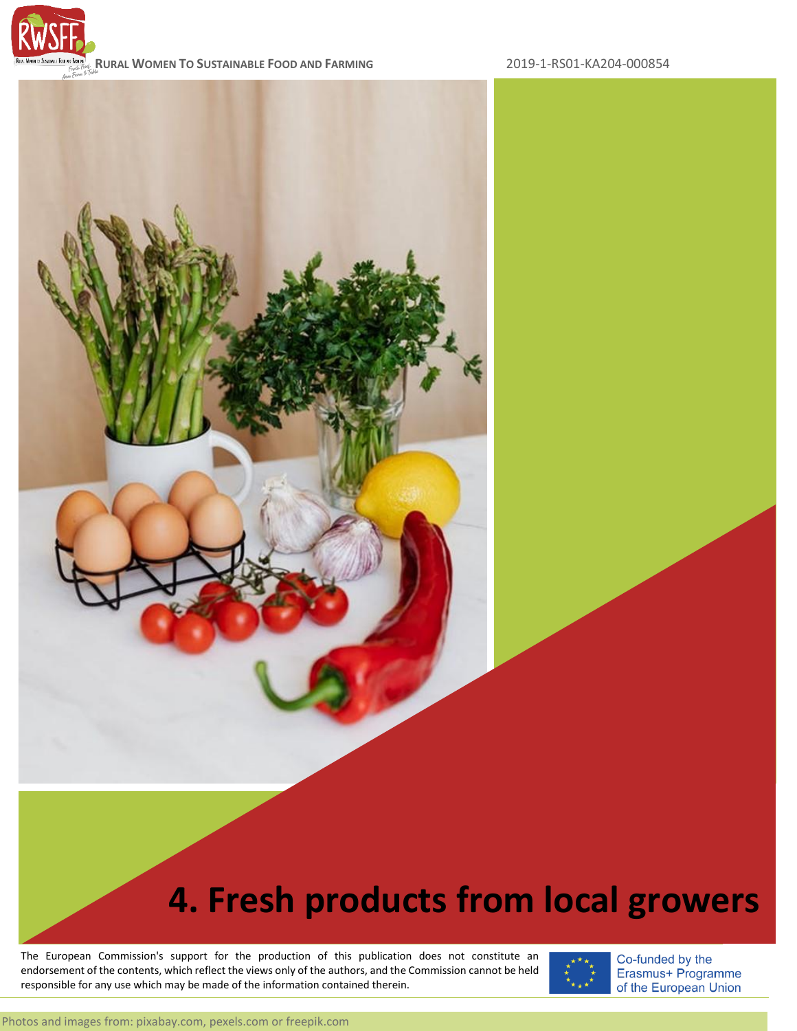RURAL WOMEN TO SUSTAINABLE FOOD AND FARMING

2019-1-RS01-KA204-000854

# 4. Fresh products from local growers

The European Commission's support for the production of this publication does not constitute an endorsement of the contents, which reflect the views only of the authors, and the Commission cannot be held responsible for any use which may be made of the information contained therein.

Co-funded by the Erasmus+ Programme of the European Union

Photos and images from: pixabay.com, pexels.com or freepik.com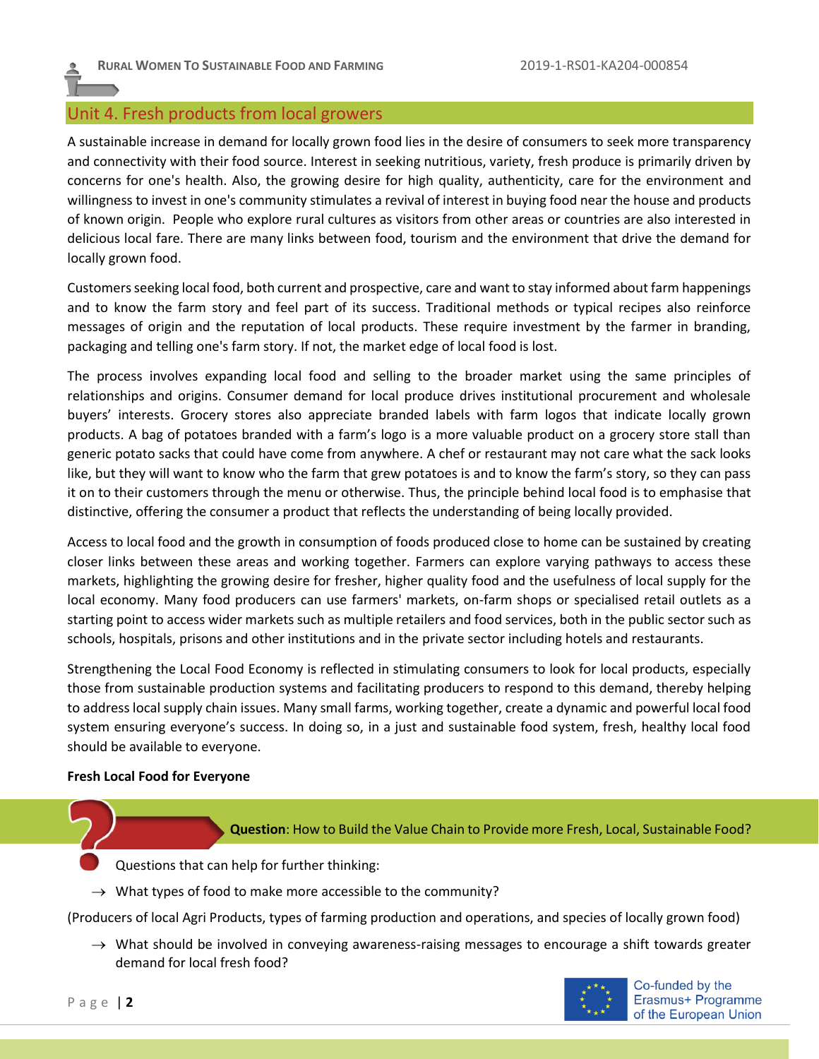## Unit 4. Fresh products from local growers

A sustainable increase in demand for locally grown food lies in the desire of consumers to seek more transparency and connectivity with their food source. Interest in seeking nutritious, variety, fresh produce is primarily driven by concerns for one's health. Also, the growing desire for high quality, authenticity, care for the environment and willingness to invest in one's community stimulates a revival of interest in buying food near the house and products of known origin. People who explore rural cultures as visitors from other areas or countries are also interested in delicious local fare. There are many links between food, tourism and the environment that drive the demand for locally grown food.

Customers seeking local food, both current and prospective, care and want to stay informed about farm happenings and to know the farm story and feel part of its success. Traditional methods or typical recipes also reinforce messages of origin and the reputation of local products. These require investment by the farmer in branding, packaging and telling one's farm story. If not, the market edge of local food is lost.

The process involves expanding local food and selling to the broader market using the same principles of relationships and origins. Consumer demand for local produce drives institutional procurement and wholesale buyers' interests. Grocery stores also appreciate branded labels with farm logos that indicate locally grown products. A bag of potatoes branded with a farm's logo is a more valuable product on a grocery store stall than generic potato sacks that could have come from anywhere. A chef or restaurant may not care what the sack looks like, but they will want to know who the farm that grew potatoes is and to know the farm's story, so they can pass it on to their customers through the menu or otherwise. Thus, the principle behind local food is to emphasise that distinctive, offering the consumer a product that reflects the understanding of being locally provided.

Access to local food and the growth in consumption of foods produced close to home can be sustained by creating closer links between these areas and working together. Farmers can explore varying pathways to access these markets, highlighting the growing desire for fresher, higher quality food and the usefulness of local supply for the local economy. Many food producers can use farmers' markets, on-farm shops or specialised retail outlets as a starting point to access wider markets such as multiple retailers and food services, both in the public sector such as schools, hospitals, prisons and other institutions and in the private sector including hotels and restaurants.

Strengthening the Local Food Economy is reflected in stimulating consumers to look for local products, especially those from sustainable production systems and facilitating producers to respond to this demand, thereby helping to address local supply chain issues. Many small farms, working together, create a dynamic and powerful local food system ensuring everyone's success. In doing so, in a just and sustainable food system, fresh, healthy local food should be available to everyone.

**Fresh Local Food for Everyone**

**Question**: How to Build the Value Chain to Provide more Fresh, Local, Sustainable Food?

Questions that can help for further thinking:

→ What types of food to make more accessible to the community?

(Producers of local Agri Products, types of farming production and operations, and species of locally grown food)

→ What should be involved in conveying awareness-raising messages to encourage a shift towards greater demand for local fresh food?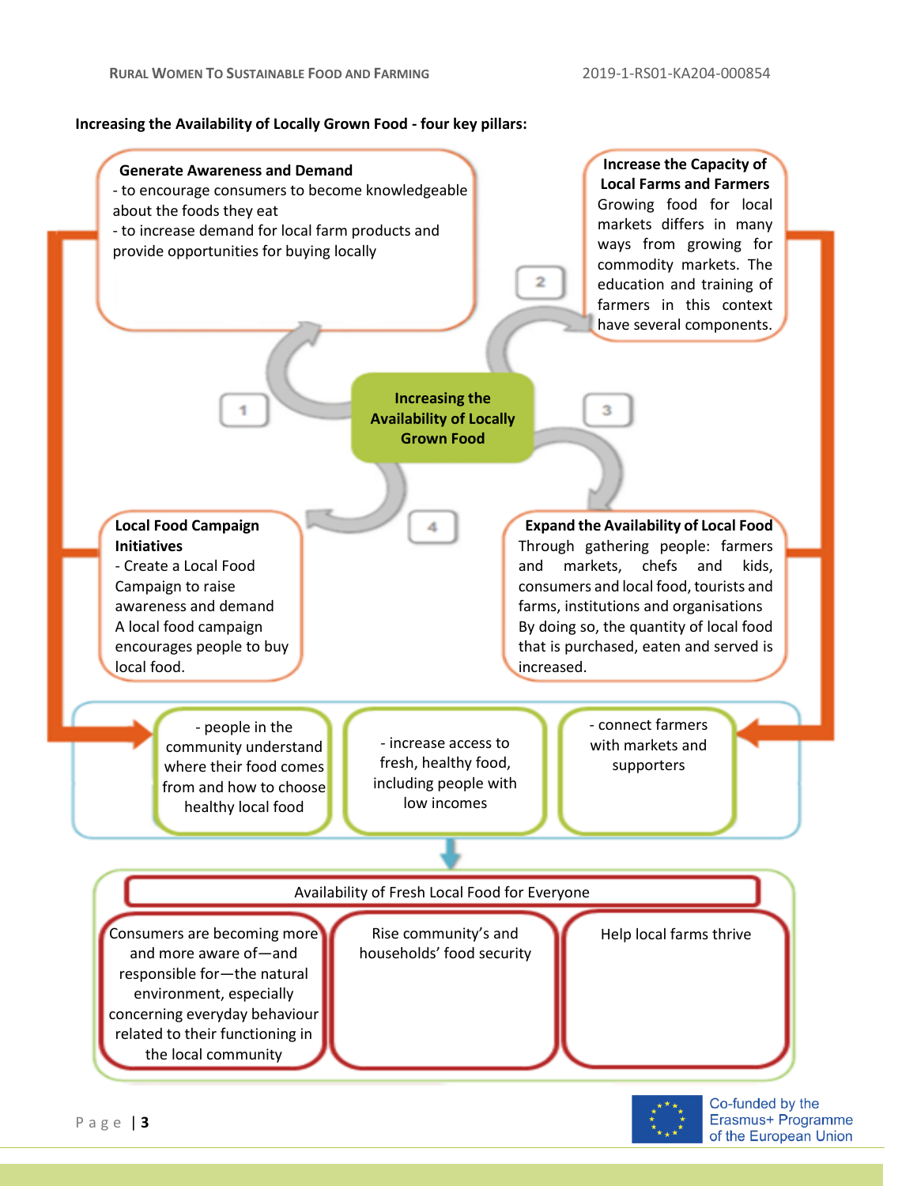**Increasing the Availability of Locally Grown Food - four key pillars:**

**Increasing the Availability of Locally Grown Food**

**1. Generate Awareness and Demand**

- to encourage consumers to become knowledgeable about the foods they eat
- to increase demand for local farm products and provide opportunities for buying locally

**2. Increase the Capacity of Local Farms and Farmers**

Growing food for local markets differs in many ways from growing for commodity markets. The education and training of farmers in this context have several components.

**3. Expand the Availability of Local Food**

Through gathering people: farmers and markets, chefs and kids, consumers and local food, tourists and farms, institutions and organisations

By doing so, the quantity of local food that is purchased, eaten and served is increased.

**4. Local Food Campaign Initiatives**

- Create a Local Food Campaign to raise awareness and demand

A local food campaign encourages people to buy local food.

---

- people in the community understand where their food comes from and how to choose healthy local food
- increase access to fresh, healthy food, including people with low incomes
- connect farmers with markets and supporters

---

**Availability of Fresh Local Food for Everyone**

- Consumers are becoming more and more aware of—and responsible for—the natural environment, especially concerning everyday behaviour related to their functioning in the local community
- Rise community's and households' food security
- Help local farms thrive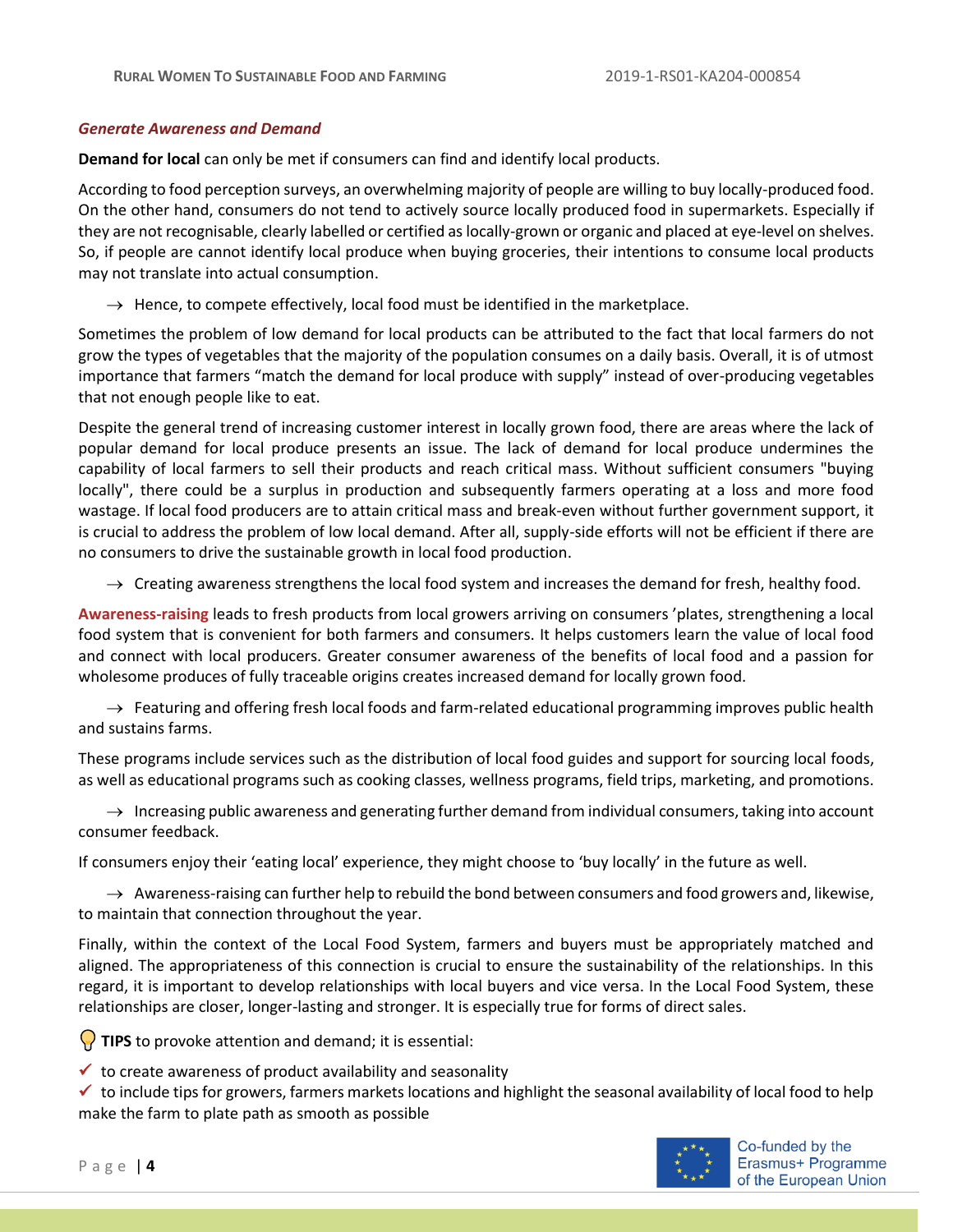*Generate Awareness and Demand*

**Demand for local** can only be met if consumers can find and identify local products.

According to food perception surveys, an overwhelming majority of people are willing to buy locally-produced food. On the other hand, consumers do not tend to actively source locally produced food in supermarkets. Especially if they are not recognisable, clearly labelled or certified as locally-grown or organic and placed at eye-level on shelves. So, if people are cannot identify local produce when buying groceries, their intentions to consume local products may not translate into actual consumption.

→ Hence, to compete effectively, local food must be identified in the marketplace.

Sometimes the problem of low demand for local products can be attributed to the fact that local farmers do not grow the types of vegetables that the majority of the population consumes on a daily basis. Overall, it is of utmost importance that farmers "match the demand for local produce with supply" instead of over-producing vegetables that not enough people like to eat.

Despite the general trend of increasing customer interest in locally grown food, there are areas where the lack of popular demand for local produce presents an issue. The lack of demand for local produce undermines the capability of local farmers to sell their products and reach critical mass. Without sufficient consumers "buying locally", there could be a surplus in production and subsequently farmers operating at a loss and more food wastage. If local food producers are to attain critical mass and break-even without further government support, it is crucial to address the problem of low local demand. After all, supply-side efforts will not be efficient if there are no consumers to drive the sustainable growth in local food production.

→ Creating awareness strengthens the local food system and increases the demand for fresh, healthy food.

**Awareness-raising** leads to fresh products from local growers arriving on consumers 'plates, strengthening a local food system that is convenient for both farmers and consumers. It helps customers learn the value of local food and connect with local producers. Greater consumer awareness of the benefits of local food and a passion for wholesome produces of fully traceable origins creates increased demand for locally grown food.

→ Featuring and offering fresh local foods and farm-related educational programming improves public health and sustains farms.

These programs include services such as the distribution of local food guides and support for sourcing local foods, as well as educational programs such as cooking classes, wellness programs, field trips, marketing, and promotions.

→ Increasing public awareness and generating further demand from individual consumers, taking into account consumer feedback.

If consumers enjoy their 'eating local' experience, they might choose to 'buy locally' in the future as well.

→ Awareness-raising can further help to rebuild the bond between consumers and food growers and, likewise, to maintain that connection throughout the year.

Finally, within the context of the Local Food System, farmers and buyers must be appropriately matched and aligned. The appropriateness of this connection is crucial to ensure the sustainability of the relationships. In this regard, it is important to develop relationships with local buyers and vice versa. In the Local Food System, these relationships are closer, longer-lasting and stronger. It is especially true for forms of direct sales.

**TIPS** to provoke attention and demand; it is essential:

- ✓ to create awareness of product availability and seasonality
- ✓ to include tips for growers, farmers markets locations and highlight the seasonal availability of local food to help make the farm to plate path as smooth as possible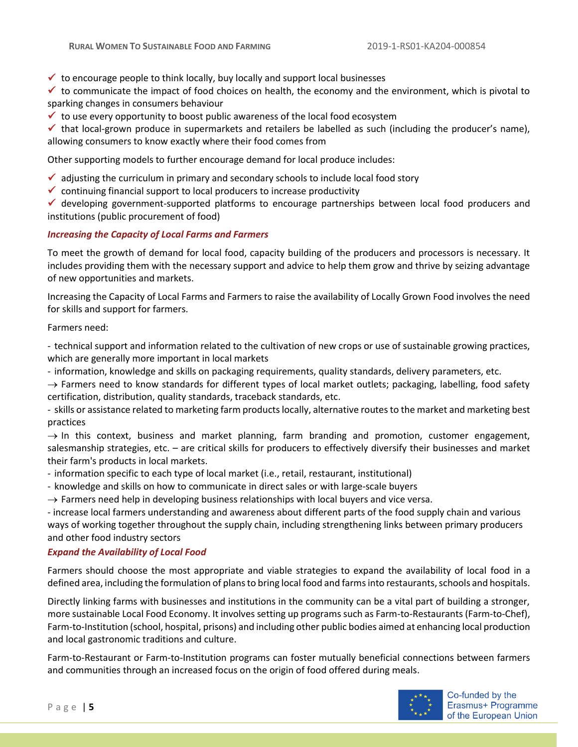- ✓ to encourage people to think locally, buy locally and support local businesses
- ✓ to communicate the impact of food choices on health, the economy and the environment, which is pivotal to sparking changes in consumers behaviour
- ✓ to use every opportunity to boost public awareness of the local food ecosystem
- ✓ that local-grown produce in supermarkets and retailers be labelled as such (including the producer's name), allowing consumers to know exactly where their food comes from

Other supporting models to further encourage demand for local produce includes:

- ✓ adjusting the curriculum in primary and secondary schools to include local food story
- ✓ continuing financial support to local producers to increase productivity
- ✓ developing government-supported platforms to encourage partnerships between local food producers and institutions (public procurement of food)

***Increasing the Capacity of Local Farms and Farmers***

To meet the growth of demand for local food, capacity building of the producers and processors is necessary. It includes providing them with the necessary support and advice to help them grow and thrive by seizing advantage of new opportunities and markets.

Increasing the Capacity of Local Farms and Farmers to raise the availability of Locally Grown Food involves the need for skills and support for farmers.

Farmers need:

- technical support and information related to the cultivation of new crops or use of sustainable growing practices, which are generally more important in local markets
- information, knowledge and skills on packaging requirements, quality standards, delivery parameters, etc.

→ Farmers need to know standards for different types of local market outlets; packaging, labelling, food safety certification, distribution, quality standards, traceback standards, etc.

- skills or assistance related to marketing farm products locally, alternative routes to the market and marketing best practices

→ In this context, business and market planning, farm branding and promotion, customer engagement, salesmanship strategies, etc. – are critical skills for producers to effectively diversify their businesses and market their farm's products in local markets.

- information specific to each type of local market (i.e., retail, restaurant, institutional)
- knowledge and skills on how to communicate in direct sales or with large-scale buyers

→ Farmers need help in developing business relationships with local buyers and vice versa.

- increase local farmers understanding and awareness about different parts of the food supply chain and various ways of working together throughout the supply chain, including strengthening links between primary producers and other food industry sectors

***Expand the Availability of Local Food***

Farmers should choose the most appropriate and viable strategies to expand the availability of local food in a defined area, including the formulation of plans to bring local food and farms into restaurants, schools and hospitals.

Directly linking farms with businesses and institutions in the community can be a vital part of building a stronger, more sustainable Local Food Economy. It involves setting up programs such as Farm-to-Restaurants (Farm-to-Chef), Farm-to-Institution (school, hospital, prisons) and including other public bodies aimed at enhancing local production and local gastronomic traditions and culture.

Farm-to-Restaurant or Farm-to-Institution programs can foster mutually beneficial connections between farmers and communities through an increased focus on the origin of food offered during meals.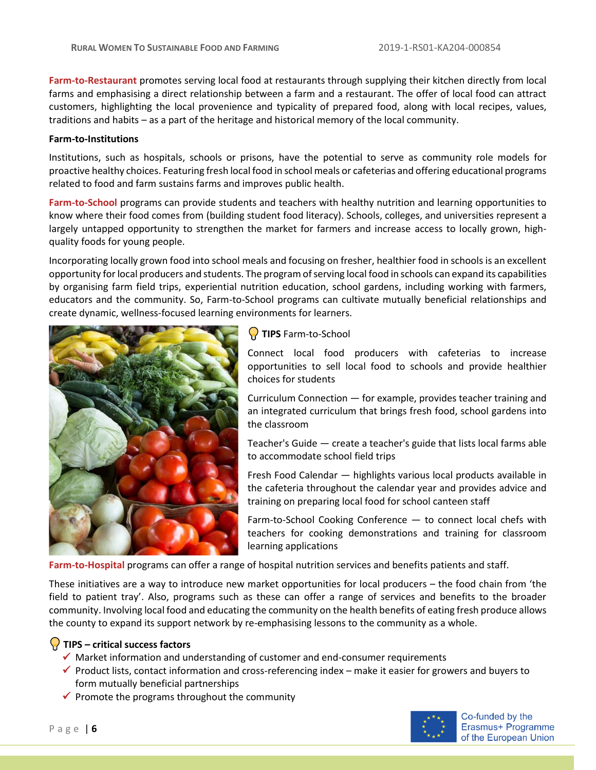**Farm-to-Restaurant** promotes serving local food at restaurants through supplying their kitchen directly from local farms and emphasising a direct relationship between a farm and a restaurant. The offer of local food can attract customers, highlighting the local provenience and typicality of prepared food, along with local recipes, values, traditions and habits – as a part of the heritage and historical memory of the local community.

**Farm-to-Institutions**

Institutions, such as hospitals, schools or prisons, have the potential to serve as community role models for proactive healthy choices. Featuring fresh local food in school meals or cafeterias and offering educational programs related to food and farm sustains farms and improves public health.

**Farm-to-School** programs can provide students and teachers with healthy nutrition and learning opportunities to know where their food comes from (building student food literacy). Schools, colleges, and universities represent a largely untapped opportunity to strengthen the market for farmers and increase access to locally grown, high-quality foods for young people.

Incorporating locally grown food into school meals and focusing on fresher, healthier food in schools is an excellent opportunity for local producers and students. The program of serving local food in schools can expand its capabilities by organising farm field trips, experiential nutrition education, school gardens, including working with farmers, educators and the community. So, Farm-to-School programs can cultivate mutually beneficial relationships and create dynamic, wellness-focused learning environments for learners.

**TIPS** Farm-to-School

Connect local food producers with cafeterias to increase opportunities to sell local food to schools and provide healthier choices for students

Curriculum Connection — for example, provides teacher training and an integrated curriculum that brings fresh food, school gardens into the classroom

Teacher's Guide — create a teacher's guide that lists local farms able to accommodate school field trips

Fresh Food Calendar — highlights various local products available in the cafeteria throughout the calendar year and provides advice and training on preparing local food for school canteen staff

Farm-to-School Cooking Conference — to connect local chefs with teachers for cooking demonstrations and training for classroom learning applications

**Farm-to-Hospital** programs can offer a range of hospital nutrition services and benefits patients and staff.

These initiatives are a way to introduce new market opportunities for local producers – the food chain from 'the field to patient tray'. Also, programs such as these can offer a range of services and benefits to the broader community. Involving local food and educating the community on the health benefits of eating fresh produce allows the county to expand its support network by re-emphasising lessons to the community as a whole.

**TIPS – critical success factors**

- ✓ Market information and understanding of customer and end-consumer requirements
- ✓ Product lists, contact information and cross-referencing index – make it easier for growers and buyers to form mutually beneficial partnerships
- ✓ Promote the programs throughout the community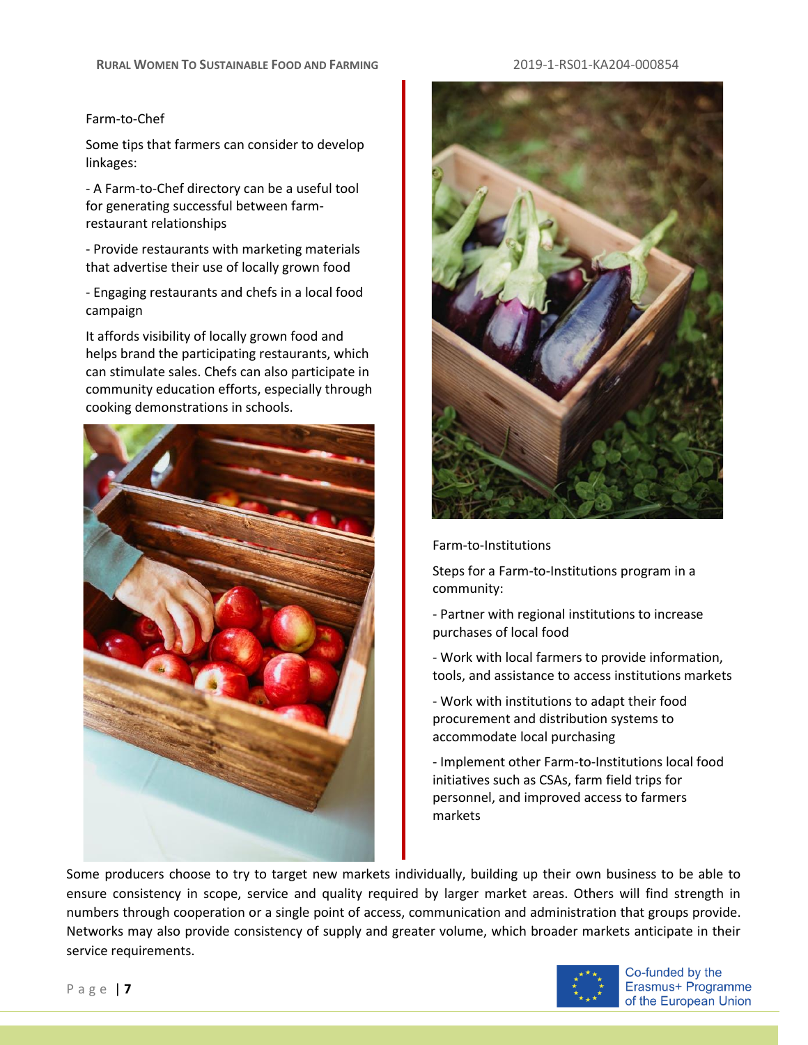Farm-to-Chef

Some tips that farmers can consider to develop linkages:

- A Farm-to-Chef directory can be a useful tool for generating successful between farm-restaurant relationships

- Provide restaurants with marketing materials that advertise their use of locally grown food

- Engaging restaurants and chefs in a local food campaign

It affords visibility of locally grown food and helps brand the participating restaurants, which can stimulate sales. Chefs can also participate in community education efforts, especially through cooking demonstrations in schools.

Farm-to-Institutions

Steps for a Farm-to-Institutions program in a community:

- Partner with regional institutions to increase purchases of local food

- Work with local farmers to provide information, tools, and assistance to access institutions markets

- Work with institutions to adapt their food procurement and distribution systems to accommodate local purchasing

- Implement other Farm-to-Institutions local food initiatives such as CSAs, farm field trips for personnel, and improved access to farmers markets

Some producers choose to try to target new markets individually, building up their own business to be able to ensure consistency in scope, service and quality required by larger market areas. Others will find strength in numbers through cooperation or a single point of access, communication and administration that groups provide. Networks may also provide consistency of supply and greater volume, which broader markets anticipate in their service requirements.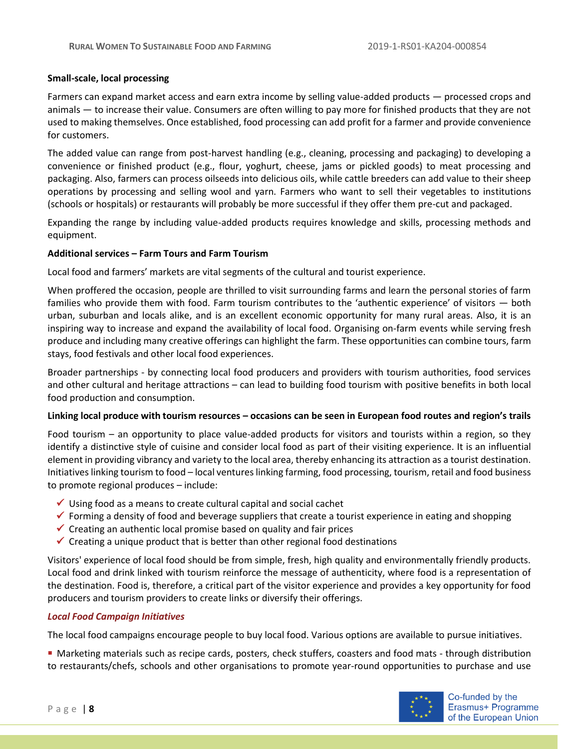**Small-scale, local processing**

Farmers can expand market access and earn extra income by selling value-added products — processed crops and animals — to increase their value. Consumers are often willing to pay more for finished products that they are not used to making themselves. Once established, food processing can add profit for a farmer and provide convenience for customers.

The added value can range from post-harvest handling (e.g., cleaning, processing and packaging) to developing a convenience or finished product (e.g., flour, yoghurt, cheese, jams or pickled goods) to meat processing and packaging. Also, farmers can process oilseeds into delicious oils, while cattle breeders can add value to their sheep operations by processing and selling wool and yarn. Farmers who want to sell their vegetables to institutions (schools or hospitals) or restaurants will probably be more successful if they offer them pre-cut and packaged.

Expanding the range by including value-added products requires knowledge and skills, processing methods and equipment.

**Additional services – Farm Tours and Farm Tourism**

Local food and farmers' markets are vital segments of the cultural and tourist experience.

When proffered the occasion, people are thrilled to visit surrounding farms and learn the personal stories of farm families who provide them with food. Farm tourism contributes to the 'authentic experience' of visitors — both urban, suburban and locals alike, and is an excellent economic opportunity for many rural areas. Also, it is an inspiring way to increase and expand the availability of local food. Organising on-farm events while serving fresh produce and including many creative offerings can highlight the farm. These opportunities can combine tours, farm stays, food festivals and other local food experiences.

Broader partnerships - by connecting local food producers and providers with tourism authorities, food services and other cultural and heritage attractions – can lead to building food tourism with positive benefits in both local food production and consumption.

**Linking local produce with tourism resources – occasions can be seen in European food routes and region's trails**

Food tourism – an opportunity to place value-added products for visitors and tourists within a region, so they identify a distinctive style of cuisine and consider local food as part of their visiting experience. It is an influential element in providing vibrancy and variety to the local area, thereby enhancing its attraction as a tourist destination. Initiatives linking tourism to food – local ventures linking farming, food processing, tourism, retail and food business to promote regional produces – include:

- ✓ Using food as a means to create cultural capital and social cachet
- ✓ Forming a density of food and beverage suppliers that create a tourist experience in eating and shopping
- ✓ Creating an authentic local promise based on quality and fair prices
- ✓ Creating a unique product that is better than other regional food destinations

Visitors' experience of local food should be from simple, fresh, high quality and environmentally friendly products. Local food and drink linked with tourism reinforce the message of authenticity, where food is a representation of the destination. Food is, therefore, a critical part of the visitor experience and provides a key opportunity for food producers and tourism providers to create links or diversify their offerings.

***Local Food Campaign Initiatives***

The local food campaigns encourage people to buy local food. Various options are available to pursue initiatives.

- Marketing materials such as recipe cards, posters, check stuffers, coasters and food mats - through distribution to restaurants/chefs, schools and other organisations to promote year-round opportunities to purchase and use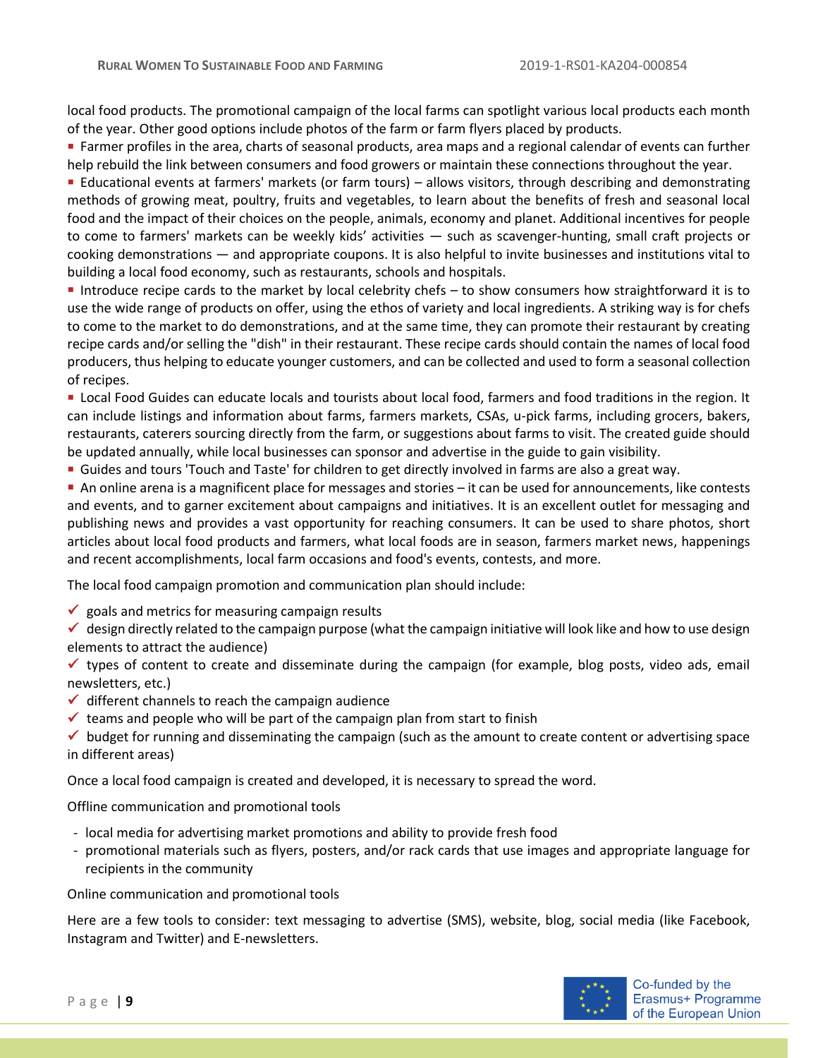local food products. The promotional campaign of the local farms can spotlight various local products each month of the year. Other good options include photos of the farm or farm flyers placed by products.

- Farmer profiles in the area, charts of seasonal products, area maps and a regional calendar of events can further help rebuild the link between consumers and food growers or maintain these connections throughout the year.
- Educational events at farmers' markets (or farm tours) – allows visitors, through describing and demonstrating methods of growing meat, poultry, fruits and vegetables, to learn about the benefits of fresh and seasonal local food and the impact of their choices on the people, animals, economy and planet. Additional incentives for people to come to farmers' markets can be weekly kids' activities — such as scavenger-hunting, small craft projects or cooking demonstrations — and appropriate coupons. It is also helpful to invite businesses and institutions vital to building a local food economy, such as restaurants, schools and hospitals.
- Introduce recipe cards to the market by local celebrity chefs – to show consumers how straightforward it is to use the wide range of products on offer, using the ethos of variety and local ingredients. A striking way is for chefs to come to the market to do demonstrations, and at the same time, they can promote their restaurant by creating recipe cards and/or selling the "dish" in their restaurant. These recipe cards should contain the names of local food producers, thus helping to educate younger customers, and can be collected and used to form a seasonal collection of recipes.
- Local Food Guides can educate locals and tourists about local food, farmers and food traditions in the region. It can include listings and information about farms, farmers markets, CSAs, u-pick farms, including grocers, bakers, restaurants, caterers sourcing directly from the farm, or suggestions about farms to visit. The created guide should be updated annually, while local businesses can sponsor and advertise in the guide to gain visibility.
- Guides and tours 'Touch and Taste' for children to get directly involved in farms are also a great way.
- An online arena is a magnificent place for messages and stories – it can be used for announcements, like contests and events, and to garner excitement about campaigns and initiatives. It is an excellent outlet for messaging and publishing news and provides a vast opportunity for reaching consumers. It can be used to share photos, short articles about local food products and farmers, what local foods are in season, farmers market news, happenings and recent accomplishments, local farm occasions and food's events, contests, and more.

The local food campaign promotion and communication plan should include:

- ✓ goals and metrics for measuring campaign results
- ✓ design directly related to the campaign purpose (what the campaign initiative will look like and how to use design elements to attract the audience)
- ✓ types of content to create and disseminate during the campaign (for example, blog posts, video ads, email newsletters, etc.)
- ✓ different channels to reach the campaign audience
- ✓ teams and people who will be part of the campaign plan from start to finish
- ✓ budget for running and disseminating the campaign (such as the amount to create content or advertising space in different areas)

Once a local food campaign is created and developed, it is necessary to spread the word.

Offline communication and promotional tools

- local media for advertising market promotions and ability to provide fresh food
- promotional materials such as flyers, posters, and/or rack cards that use images and appropriate language for recipients in the community

Online communication and promotional tools

Here are a few tools to consider: text messaging to advertise (SMS), website, blog, social media (like Facebook, Instagram and Twitter) and E-newsletters.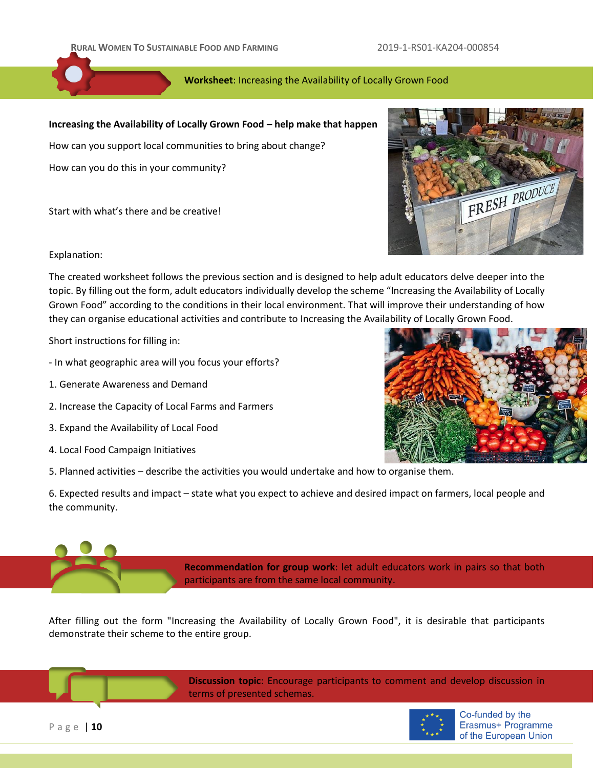**Worksheet**: Increasing the Availability of Locally Grown Food

**Increasing the Availability of Locally Grown Food – help make that happen**

How can you support local communities to bring about change?

How can you do this in your community?

Start with what's there and be creative!

Explanation:

The created worksheet follows the previous section and is designed to help adult educators delve deeper into the topic. By filling out the form, adult educators individually develop the scheme "Increasing the Availability of Locally Grown Food" according to the conditions in their local environment. That will improve their understanding of how they can organise educational activities and contribute to Increasing the Availability of Locally Grown Food.

Short instructions for filling in:

- In what geographic area will you focus your efforts?

1. Generate Awareness and Demand
2. Increase the Capacity of Local Farms and Farmers
3. Expand the Availability of Local Food
4. Local Food Campaign Initiatives
5. Planned activities – describe the activities you would undertake and how to organise them.
6. Expected results and impact – state what you expect to achieve and desired impact on farmers, local people and the community.

**Recommendation for group work**: let adult educators work in pairs so that both participants are from the same local community.

After filling out the form "Increasing the Availability of Locally Grown Food", it is desirable that participants demonstrate their scheme to the entire group.

**Discussion topic**: Encourage participants to comment and develop discussion in terms of presented schemas.

Co-funded by the Erasmus+ Programme of the European Union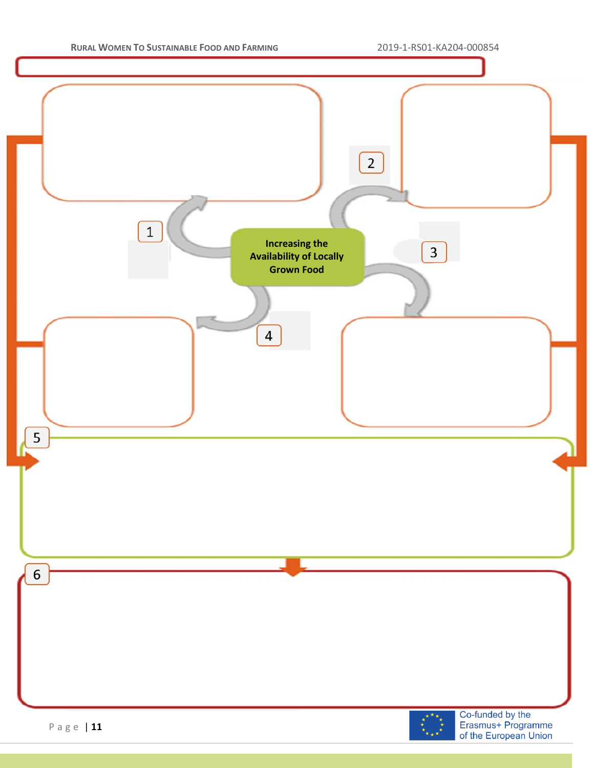Increasing the Availability of Locally Grown Food

1

2

3

4

5

6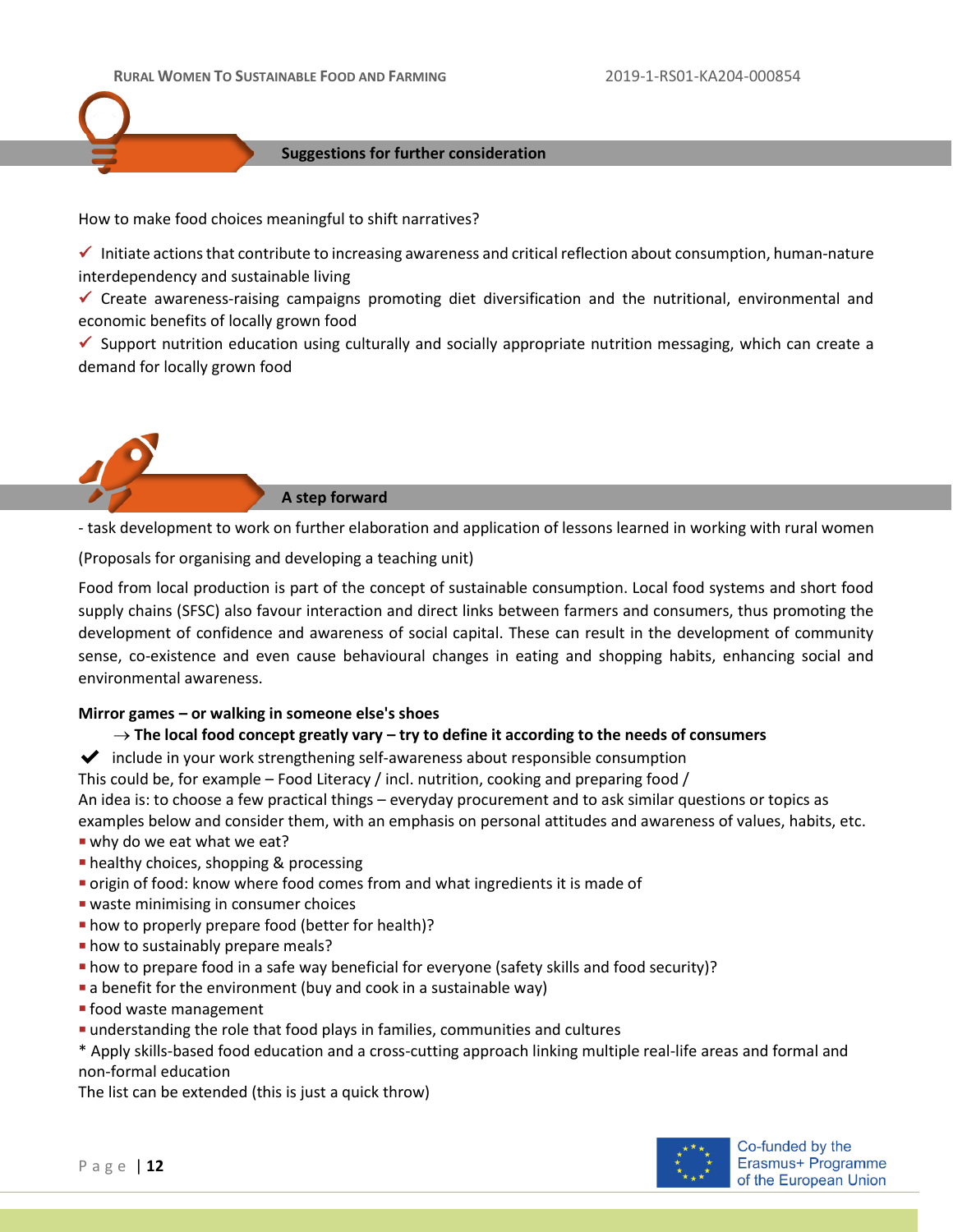## Suggestions for further consideration

How to make food choices meaningful to shift narratives?

✓ Initiate actions that contribute to increasing awareness and critical reflection about consumption, human-nature interdependency and sustainable living

✓ Create awareness-raising campaigns promoting diet diversification and the nutritional, environmental and economic benefits of locally grown food

✓ Support nutrition education using culturally and socially appropriate nutrition messaging, which can create a demand for locally grown food

## A step forward

- task development to work on further elaboration and application of lessons learned in working with rural women

(Proposals for organising and developing a teaching unit)

Food from local production is part of the concept of sustainable consumption. Local food systems and short food supply chains (SFSC) also favour interaction and direct links between farmers and consumers, thus promoting the development of confidence and awareness of social capital. These can result in the development of community sense, co-existence and even cause behavioural changes in eating and shopping habits, enhancing social and environmental awareness.

**Mirror games – or walking in someone else's shoes**

→ **The local food concept greatly vary – try to define it according to the needs of consumers**

✔ include in your work strengthening self-awareness about responsible consumption

This could be, for example – Food Literacy / incl. nutrition, cooking and preparing food /

An idea is: to choose a few practical things – everyday procurement and to ask similar questions or topics as examples below and consider them, with an emphasis on personal attitudes and awareness of values, habits, etc.

- why do we eat what we eat?
- healthy choices, shopping & processing
- origin of food: know where food comes from and what ingredients it is made of
- waste minimising in consumer choices
- how to properly prepare food (better for health)?
- how to sustainably prepare meals?
- how to prepare food in a safe way beneficial for everyone (safety skills and food security)?
- a benefit for the environment (buy and cook in a sustainable way)
- food waste management
- understanding the role that food plays in families, communities and cultures

* Apply skills-based food education and a cross-cutting approach linking multiple real-life areas and formal and non-formal education

The list can be extended (this is just a quick throw)

Co-funded by the Erasmus+ Programme of the European Union